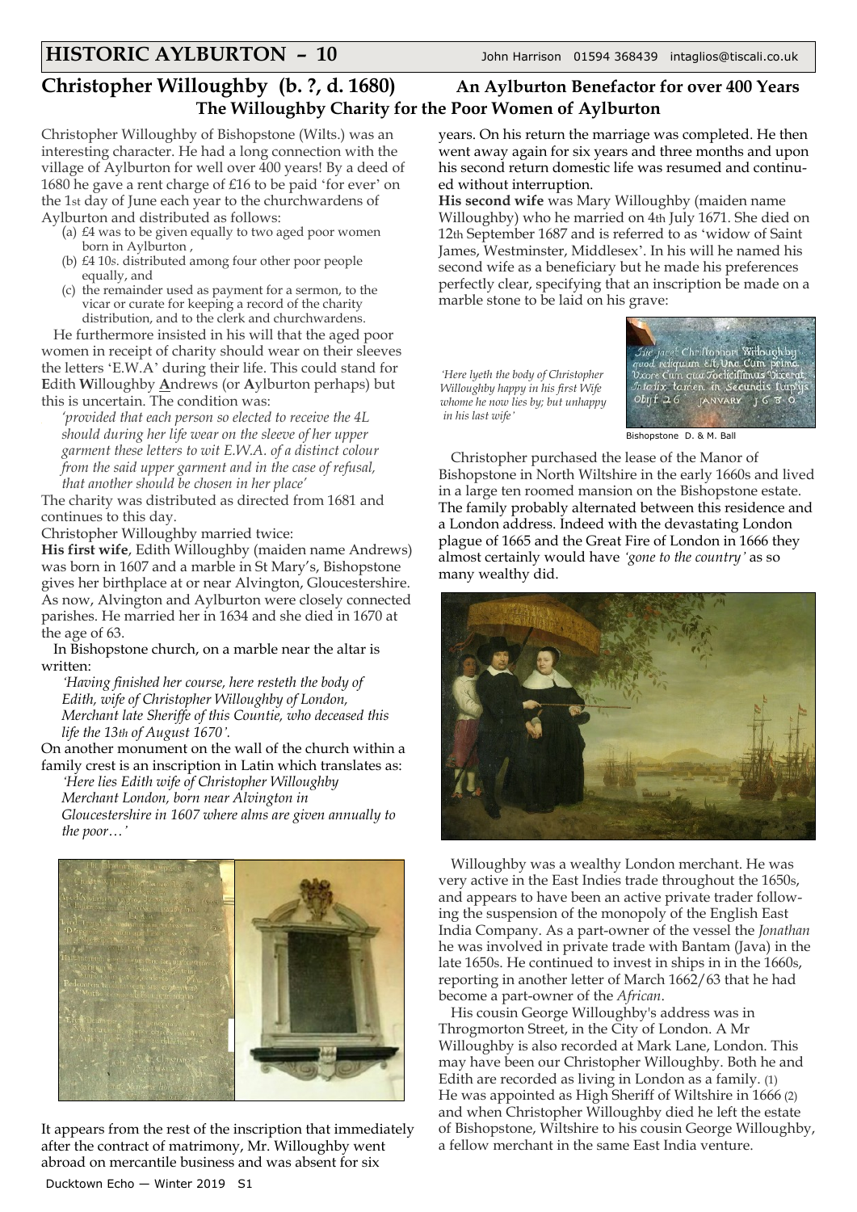# HISTORIC AYLBURTON – 10

John Harrison 01594 368439 intaglios@tiscali.co.uk

## Christopher Willoughby (b. ?, d. 1680) An Aylburton Benefactor for over 400 Years

### The Willoughby Charity for the Poor Women of Aylburton

Christopher Willoughby of Bishopstone (Wilts.) was an interesting character. He had a long connection with the village of Aylburton for well over 400 years! By a deed of 1680 he gave a rent charge of £16 to be paid 'for ever' on the 1st day of June each year to the churchwardens of Aylburton and distributed as follows:

(a) £4 was to be given equally to two aged poor women born in Aylburton ,
(b) £4 10s. distributed among four other poor people equally, and
(c) the remainder used as payment for a sermon, to the vicar or curate for keeping a record of the charity distribution, and to the clerk and churchwardens.

He furthermore insisted in his will that the aged poor women in receipt of charity should wear on their sleeves the letters 'E.W.A' during their life. This could stand for **E**dith **W**illoughby **A**ndrews (or **A**ylburton perhaps) but this is uncertain. The condition was:

*'provided that each person so elected to receive the 4L should during her life wear on the sleeve of her upper garment these letters to wit E.W.A. of a distinct colour from the said upper garment and in the case of refusal, that another should be chosen in her place'*

The charity was distributed as directed from 1681 and continues to this day.

Christopher Willoughby married twice:

**His first wife**, Edith Willoughby (maiden name Andrews) was born in 1607 and a marble in St Mary's, Bishopstone gives her birthplace at or near Alvington, Gloucestershire. As now, Alvington and Aylburton were closely connected parishes. He married her in 1634 and she died in 1670 at the age of 63.

In Bishopstone church, on a marble near the altar is written:

*'Having finished her course, here resteth the body of Edith, wife of Christopher Willoughby of London, Merchant late Sheriffe of this Countie, who deceased this life the 13th of August 1670'.*

On another monument on the wall of the church within a family crest is an inscription in Latin which translates as:

*'Here lies Edith wife of Christopher Willoughby Merchant London, born near Alvington in Gloucestershire in 1607 where alms are given annually to the poor…'*

It appears from the rest of the inscription that immediately after the contract of matrimony, Mr. Willoughby went abroad on mercantile business and was absent for six years. On his return the marriage was completed. He then went away again for six years and three months and upon his second return domestic life was resumed and continued without interruption.

**His second wife** was Mary Willoughby (maiden name Willoughby) who he married on 4th July 1671. She died on 12th September 1687 and is referred to as 'widow of Saint James, Westminster, Middlesex'. In his will he named his second wife as a beneficiary but he made his preferences perfectly clear, specifying that an inscription be made on a marble stone to be laid on his grave:

*'Here lyeth the body of Christopher Willoughby happy in his first Wife whome he now lies by; but unhappy in his last wife'*

Bishopstone D. & M. Ball

Christopher purchased the lease of the Manor of Bishopstone in North Wiltshire in the early 1660s and lived in a large ten roomed mansion on the Bishopstone estate. The family probably alternated between this residence and a London address. Indeed with the devastating London plague of 1665 and the Great Fire of London in 1666 they almost certainly would have *'gone to the country'* as so many wealthy did.

Willoughby was a wealthy London merchant. He was very active in the East Indies trade throughout the 1650s, and appears to have been an active private trader following the suspension of the monopoly of the English East India Company. As a part-owner of the vessel the *Jonathan* he was involved in private trade with Bantam (Java) in the late 1650s. He continued to invest in ships in in the 1660s, reporting in another letter of March 1662/63 that he had become a part-owner of the *African*.

His cousin George Willoughby's address was in Throgmorton Street, in the City of London. A Mr Willoughby is also recorded at Mark Lane, London. This may have been our Christopher Willoughby. Both he and Edith are recorded as living in London as a family. (1) He was appointed as High Sheriff of Wiltshire in 1666 (2) and when Christopher Willoughby died he left the estate of Bishopstone, Wiltshire to his cousin George Willoughby, a fellow merchant in the same East India venture.

Ducktown Echo — Winter 2019 S1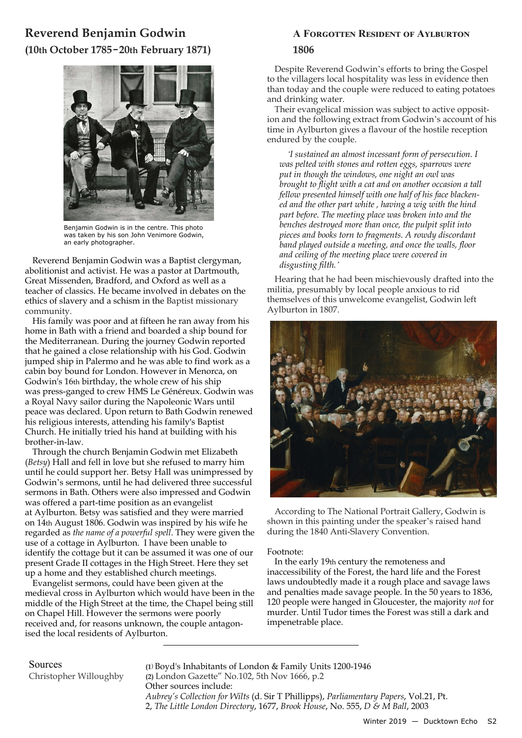# Reverend Benjamin Godwin

## (10th October 1785-20th February 1871)

Benjamin Godwin is in the centre. This photo was taken by his son John Venimore Godwin, an early photographer.

Reverend Benjamin Godwin was a Baptist clergyman, abolitionist and activist. He was a pastor at Dartmouth, Great Missenden, Bradford, and Oxford as well as a teacher of classics. He became involved in debates on the ethics of slavery and a schism in the Baptist missionary community.

His family was poor and at fifteen he ran away from his home in Bath with a friend and boarded a ship bound for the Mediterranean. During the journey Godwin reported that he gained a close relationship with his God. Godwin jumped ship in Palermo and he was able to find work as a cabin boy bound for London. However in Menorca, on Godwin's 16th birthday, the whole crew of his ship was press-ganged to crew HMS Le Généreux. Godwin was a Royal Navy sailor during the Napoleonic Wars until peace was declared. Upon return to Bath Godwin renewed his religious interests, attending his family's Baptist Church. He initially tried his hand at building with his brother-in-law.

Through the church Benjamin Godwin met Elizabeth (*Betsy*) Hall and fell in love but she refused to marry him until he could support her. Betsy Hall was unimpressed by Godwin's sermons, until he had delivered three successful sermons in Bath. Others were also impressed and Godwin was offered a part-time position as an evangelist at Aylburton. Betsy was satisfied and they were married on 14th August 1806. Godwin was inspired by his wife he regarded as *the name of a powerful spell*. They were given the use of a cottage in Aylburton. I have been unable to identify the cottage but it can be assumed it was one of our present Grade II cottages in the High Street. Here they set up a home and they established church meetings.

Evangelist sermons, could have been given at the medieval cross in Aylburton which would have been in the middle of the High Street at the time, the Chapel being still on Chapel Hill. However the sermons were poorly received and, for reasons unknown, the couple antagonised the local residents of Aylburton.

## A Forgotten Resident of Aylburton

**1806**

Despite Reverend Godwin's efforts to bring the Gospel to the villagers local hospitality was less in evidence then than today and the couple were reduced to eating potatoes and drinking water.

Their evangelical mission was subject to active opposition and the following extract from Godwin's account of his time in Aylburton gives a flavour of the hostile reception endured by the couple.

> *'I sustained an almost incessant form of persecution. I was pelted with stones and rotten eggs, sparrows were put in though the windows, one night an owl was brought to flight with a cat and on another occasion a tall fellow presented himself with one half of his face blackened and the other part white , having a wig with the hind part before. The meeting place was broken into and the benches destroyed more than once, the pulpit split into pieces and books torn to fragments. A rowdy discordant band played outside a meeting, and once the walls, floor and ceiling of the meeting place were covered in disgusting filth.'*

Hearing that he had been mischievously drafted into the militia, presumably by local people anxious to rid themselves of this unwelcome evangelist, Godwin left Aylburton in 1807.

According to The National Portrait Gallery, Godwin is shown in this painting under the speaker's raised hand during the 1840 Anti-Slavery Convention.

Footnote:

In the early 19th century the remoteness and inaccessibility of the Forest, the hard life and the Forest laws undoubtedly made it a rough place and savage laws and penalties made savage people. In the 50 years to 1836, 120 people were hanged in Gloucester, the majority *not* for murder. Until Tudor times the Forest was still a dark and impenetrable place.

---

Sources

Christopher Willoughby

(1) Boyd's Inhabitants of London & Family Units 1200-1946
(2) London Gazette" No.102, 5th Nov 1666, p.2
Other sources include:
*Aubrey's Collection for Wilts* (d. Sir T Phillipps), *Parliamentary Papers*, Vol.21, Pt. 2, *The Little London Directory*, 1677, *Brook House*, No. 555, *D & M Ball*, 2003